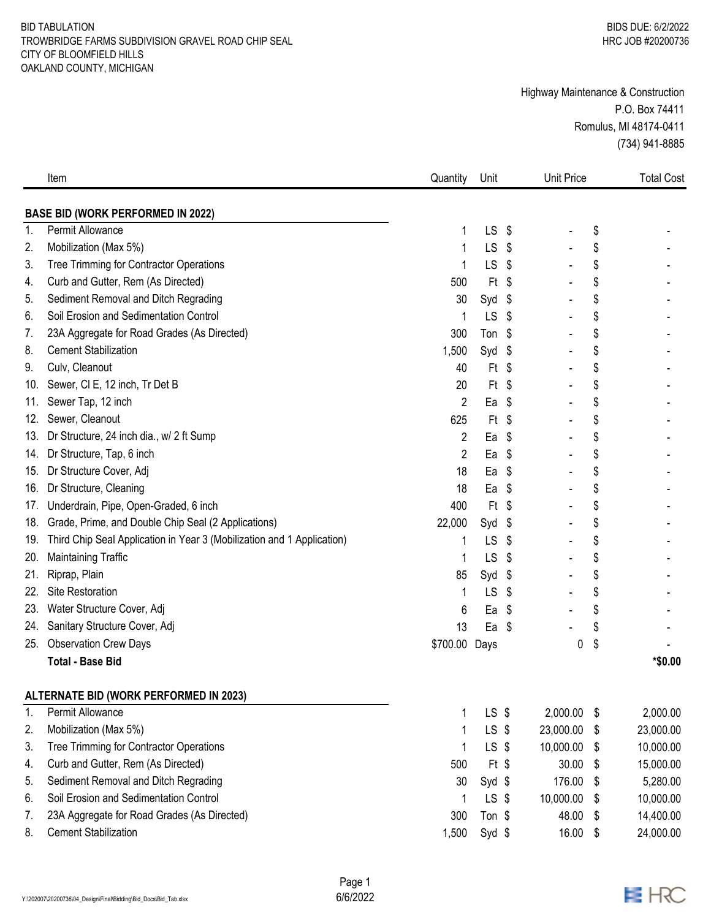BID TABULATION
TROWBRIDGE FARMS SUBDIVISION GRAVEL ROAD CHIP SEAL
CITY OF BLOOMFIELD HILLS
OAKLAND COUNTY, MICHIGAN

BIDS DUE: 6/2/2022
HRC JOB #20200736

Highway Maintenance & Construction
P.O. Box 74411
Romulus, MI 48174-0411
(734) 941-8885

| | Item | Quantity | Unit | Unit Price | Total Cost |
|---|---|---|---|---|---|
| | **BASE BID (WORK PERFORMED IN 2022)** | | | | |
| 1. | Permit Allowance | 1 | LS | $ - | $ - |
| 2. | Mobilization (Max 5%) | 1 | LS | $ - | $ - |
| 3. | Tree Trimming for Contractor Operations | 1 | LS | $ - | $ - |
| 4. | Curb and Gutter, Rem (As Directed) | 500 | Ft | $ - | $ - |
| 5. | Sediment Removal and Ditch Regrading | 30 | Syd | $ - | $ - |
| 6. | Soil Erosion and Sedimentation Control | 1 | LS | $ - | $ - |
| 7. | 23A Aggregate for Road Grades (As Directed) | 300 | Ton | $ - | $ - |
| 8. | Cement Stabilization | 1,500 | Syd | $ - | $ - |
| 9. | Culv, Cleanout | 40 | Ft | $ - | $ - |
| 10. | Sewer, Cl E, 12 inch, Tr Det B | 20 | Ft | $ - | $ - |
| 11. | Sewer Tap, 12 inch | 2 | Ea | $ - | $ - |
| 12. | Sewer, Cleanout | 625 | Ft | $ - | $ - |
| 13. | Dr Structure, 24 inch dia., w/ 2 ft Sump | 2 | Ea | $ - | $ - |
| 14. | Dr Structure, Tap, 6 inch | 2 | Ea | $ - | $ - |
| 15. | Dr Structure Cover, Adj | 18 | Ea | $ - | $ - |
| 16. | Dr Structure, Cleaning | 18 | Ea | $ - | $ - |
| 17. | Underdrain, Pipe, Open-Graded, 6 inch | 400 | Ft | $ - | $ - |
| 18. | Grade, Prime, and Double Chip Seal (2 Applications) | 22,000 | Syd | $ - | $ - |
| 19. | Third Chip Seal Application in Year 3 (Mobilization and 1 Application) | 1 | LS | $ - | $ - |
| 20. | Maintaining Traffic | 1 | LS | $ - | $ - |
| 21. | Riprap, Plain | 85 | Syd | $ - | $ - |
| 22. | Site Restoration | 1 | LS | $ - | $ - |
| 23. | Water Structure Cover, Adj | 6 | Ea | $ - | $ - |
| 24. | Sanitary Structure Cover, Adj | 13 | Ea | $ - | $ - |
| 25. | Observation Crew Days | $700.00 | Days | 0 | $ - |
| | **Total - Base Bid** | | | | ***$0.00** |
| | **ALTERNATE BID (WORK PERFORMED IN 2023)** | | | | |
| 1. | Permit Allowance | 1 | LS | $ 2,000.00 | $ 2,000.00 |
| 2. | Mobilization (Max 5%) | 1 | LS | $ 23,000.00 | $ 23,000.00 |
| 3. | Tree Trimming for Contractor Operations | 1 | LS | $ 10,000.00 | $ 10,000.00 |
| 4. | Curb and Gutter, Rem (As Directed) | 500 | Ft | $ 30.00 | $ 15,000.00 |
| 5. | Sediment Removal and Ditch Regrading | 30 | Syd | $ 176.00 | $ 5,280.00 |
| 6. | Soil Erosion and Sedimentation Control | 1 | LS | $ 10,000.00 | $ 10,000.00 |
| 7. | 23A Aggregate for Road Grades (As Directed) | 300 | Ton | $ 48.00 | $ 14,400.00 |
| 8. | Cement Stabilization | 1,500 | Syd | $ 16.00 | $ 24,000.00 |

Y:\202007\20200736\04_Design\Final\Bidding\Bid_Docs\Bid_Tab.xlsx

6/6/2022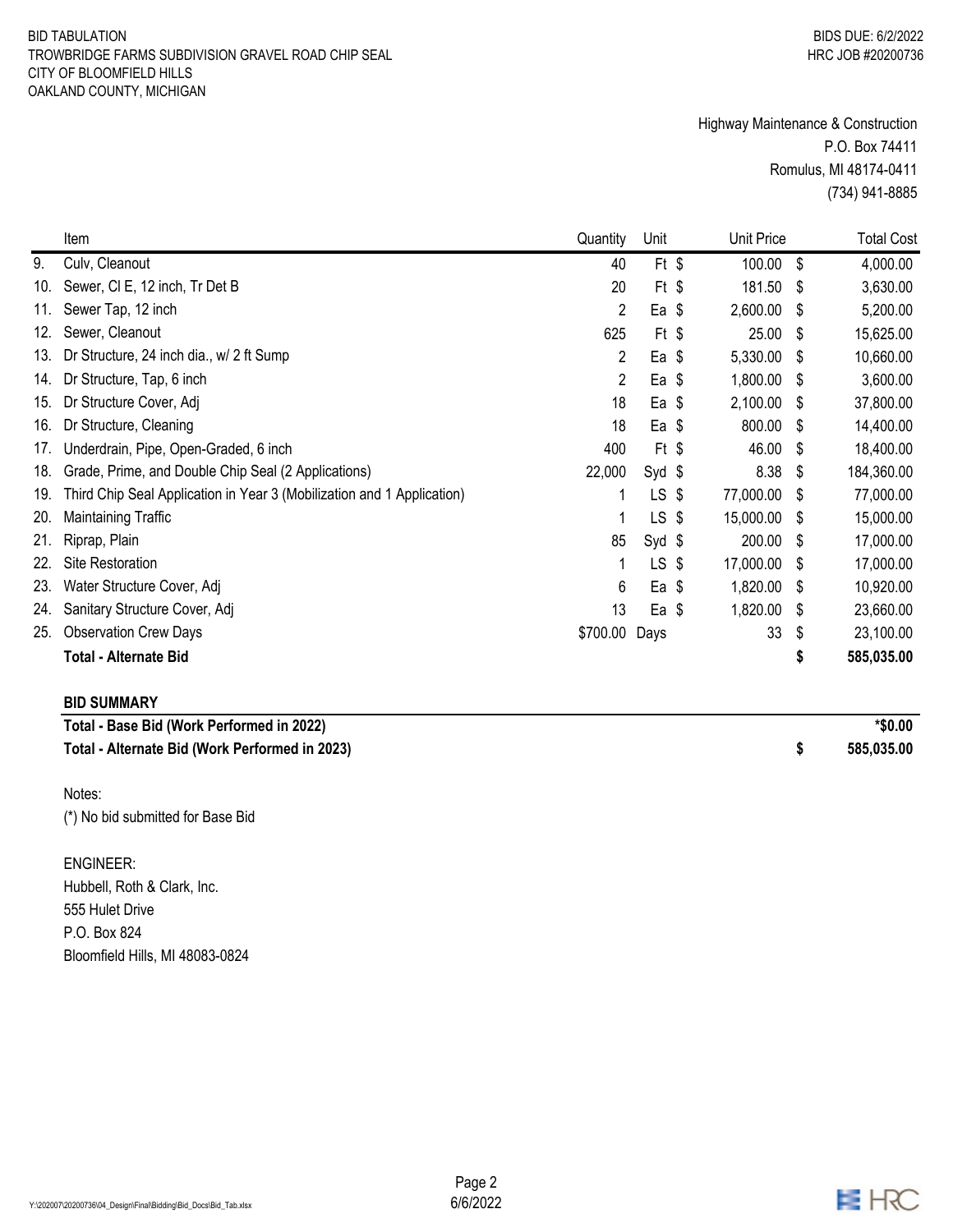BID TABULATION
TROWBRIDGE FARMS SUBDIVISION GRAVEL ROAD CHIP SEAL
CITY OF BLOOMFIELD HILLS
OAKLAND COUNTY, MICHIGAN

BIDS DUE: 6/2/2022
HRC JOB #20200736

Highway Maintenance & Construction
P.O. Box 74411
Romulus, MI 48174-0411
(734) 941-8885

| | Item | Quantity | Unit | Unit Price | Total Cost |
|---|---|---|---|---|---|
| 9. | Culv, Cleanout | 40 | Ft | $ 100.00 | $ 4,000.00 |
| 10. | Sewer, Cl E, 12 inch, Tr Det B | 20 | Ft | $ 181.50 | $ 3,630.00 |
| 11. | Sewer Tap, 12 inch | 2 | Ea | $ 2,600.00 | $ 5,200.00 |
| 12. | Sewer, Cleanout | 625 | Ft | $ 25.00 | $ 15,625.00 |
| 13. | Dr Structure, 24 inch dia., w/ 2 ft Sump | 2 | Ea | $ 5,330.00 | $ 10,660.00 |
| 14. | Dr Structure, Tap, 6 inch | 2 | Ea | $ 1,800.00 | $ 3,600.00 |
| 15. | Dr Structure Cover, Adj | 18 | Ea | $ 2,100.00 | $ 37,800.00 |
| 16. | Dr Structure, Cleaning | 18 | Ea | $ 800.00 | $ 14,400.00 |
| 17. | Underdrain, Pipe, Open-Graded, 6 inch | 400 | Ft | $ 46.00 | $ 18,400.00 |
| 18. | Grade, Prime, and Double Chip Seal (2 Applications) | 22,000 | Syd | $ 8.38 | $ 184,360.00 |
| 19. | Third Chip Seal Application in Year 3 (Mobilization and 1 Application) | 1 | LS | $ 77,000.00 | $ 77,000.00 |
| 20. | Maintaining Traffic | 1 | LS | $ 15,000.00 | $ 15,000.00 |
| 21. | Riprap, Plain | 85 | Syd | $ 200.00 | $ 17,000.00 |
| 22. | Site Restoration | 1 | LS | $ 17,000.00 | $ 17,000.00 |
| 23. | Water Structure Cover, Adj | 6 | Ea | $ 1,820.00 | $ 10,920.00 |
| 24. | Sanitary Structure Cover, Adj | 13 | Ea | $ 1,820.00 | $ 23,660.00 |
| 25. | Observation Crew Days | $700.00 | Days | 33 | $ 23,100.00 |
| | **Total - Alternate Bid** | | | | **$ 585,035.00** |

**BID SUMMARY**

| | |
|---|---|
| **Total - Base Bid (Work Performed in 2022)** | ***$0.00** |
| **Total - Alternate Bid (Work Performed in 2023)** | **$ 585,035.00** |

Notes:
(*) No bid submitted for Base Bid

ENGINEER:
Hubbell, Roth & Clark, Inc.
555 Hulet Drive
P.O. Box 824
Bloomfield Hills, MI 48083-0824